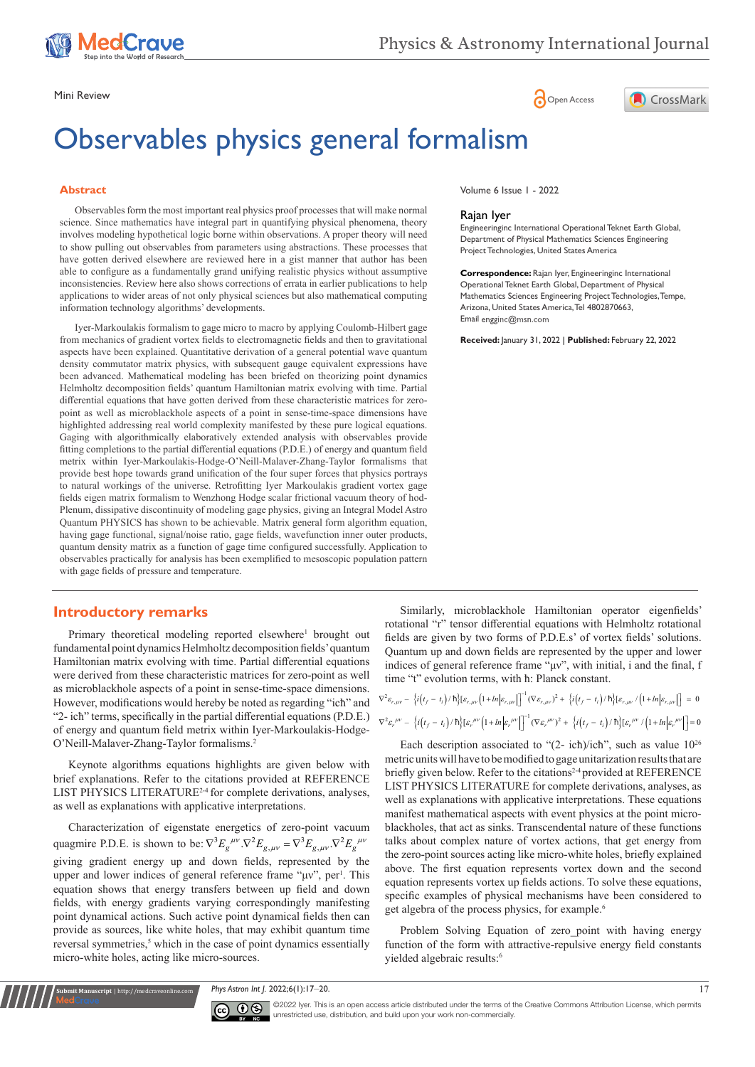Mini Review

# Observables physics general formalism

## Abstract

Observables form the most important real physics proof processes that will make normal science. Since mathematics have integral part in quantifying physical phenomena, theory involves modeling hypothetical logic borne within observations. A proper theory will need to show pulling out observables from parameters using abstractions. These processes that have gotten derived elsewhere are reviewed here in a gist manner that author has been able to configure as a fundamentally grand unifying realistic physics without assumptive inconsistencies. Review here also shows corrections of errata in earlier publications to help applications to wider areas of not only physical sciences but also mathematical computing information technology algorithms' developments.

Iyer-Markoulakis formalism to gage micro to macro by applying Coulomb-Hilbert gage from mechanics of gradient vortex fields to electromagnetic fields and then to gravitational aspects have been explained. Quantitative derivation of a general potential wave quantum density commutator matrix physics, with subsequent gauge equivalent expressions have been advanced. Mathematical modeling has been briefed on theorizing point dynamics Helmholtz decomposition fields' quantum Hamiltonian matrix evolving with time. Partial differential equations that have gotten derived from these characteristic matrices for zero-point as well as microblackhole aspects of a point in sense-time-space dimensions have highlighted addressing real world complexity manifested by these pure logical equations. Gaging with algorithmically elaborately extended analysis with observables provide fitting completions to the partial differential equations (P.D.E.) of energy and quantum field metrix within Iyer-Markoulakis-Hodge-O'Neill-Malaver-Zhang-Taylor formalisms that provide best hope towards grand unification of the four super forces that physics portrays to natural workings of the universe. Retrofitting Iyer Markoulakis gradient vortex gage fields eigen matrix formalism to Wenzhong Hodge scalar frictional vacuum theory of hod-Plenum, dissipative discontinuity of modeling gage physics, giving an Integral Model Astro Quantum PHYSICS has shown to be achievable. Matrix general form algorithm equation, having gage functional, signal/noise ratio, gage fields, wavefunction inner outer products, quantum density matrix as a function of gage time configured successfully. Application to observables practically for analysis has been exemplified to mesoscopic population pattern with gage fields of pressure and temperature.

Volume 6 Issue 1 - 2022

**Rajan Iyer**

Engineeringinc International Operational Teknet Earth Global, Department of Physical Mathematics Sciences Engineering Project Technologies, United States America

**Correspondence:** Rajan Iyer, Engineeringinc International Operational Teknet Earth Global, Department of Physical Mathematics Sciences Engineering Project Technologies, Tempe, Arizona, United States America, Tel 4802870663, Email enggin​c@msn.com

**Received:** January 31, 2022 | **Published:** February 22, 2022

## Introductory remarks

Primary theoretical modeling reported elsewhere[1] brought out fundamental point dynamics Helmholtz decomposition fields' quantum Hamiltonian matrix evolving with time. Partial differential equations were derived from these characteristic matrices for zero-point as well as microblackhole aspects of a point in sense-time-space dimensions. However, modifications would hereby be noted as regarding "icħ" and "2- ich" terms, specifically in the partial differential equations (P.D.E.) of energy and quantum field metrix within Iyer-Markoulakis-Hodge-O'Neill-Malaver-Zhang-Taylor formalisms.[2]

Keynote algorithms equations highlights are given below with brief explanations. Refer to the citations provided at REFERENCE LIST PHYSICS LITERATURE[2-4] for complete derivations, analyses, as well as explanations with applicative interpretations.

Characterization of eigenstate energetics of zero-point vacuum quagmire P.D.E. is shown to be: $\nabla^3 E_g^{\ \mu\nu} . \nabla^2 E_{g,\mu\nu} = \nabla^3 E_{g,\mu\nu} . \nabla^2 E_g^{\ \mu\nu}$ giving gradient energy up and down fields, represented by the upper and lower indices of general reference frame "μν", per[1]. This equation shows that energy transfers between up field and down fields, with energy gradients varying correspondingly manifesting point dynamical actions. Such active point dynamical fields then can provide as sources, like white holes, that may exhibit quantum time reversal symmetries,[5] which in the case of point dynamics essentially micro-white holes, acting like micro-sources.

Similarly, microblackhole Hamiltonian operator eigenfields' rotational "r" tensor differential equations with Helmholtz rotational fields are given by two forms of P.D.E.s' of vortex fields' solutions. Quantum up and down fields are represented by the upper and lower indices of general reference frame "μν", with initial, i and the final, f time "t" evolution terms, with ħ: Planck constant.

$$\nabla^2 \varepsilon_{r,\mu\nu} - \left\{ i\left(t_f - t_i\right)/\hbar \right\} \left[ \varepsilon_{r,\mu\nu}\left(1 + \ln\left|\varepsilon_{r,\mu\nu}\right|\right) \right]^{-1} \left(\nabla \varepsilon_{r,\mu\nu}\right)^2 + \left\{ i\left(t_f - t_i\right)/\hbar \right\} \left[ \varepsilon_{r,\mu\nu} / \left(1 + \ln\left|\varepsilon_{r,\mu\nu}\right|\right) \right] = 0$$

$$\nabla^2 \varepsilon_r^{\ \mu\nu} - \left\{ i\left(t_f - t_i\right)/\hbar \right\} \left[ \varepsilon_r^{\ \mu\nu}\left(1 + \ln\left|\varepsilon_r^{\ \mu\nu}\right|\right) \right]^{-1} \left(\nabla \varepsilon_r^{\ \mu\nu}\right)^2 + \left\{ i\left(t_f - t_i\right)/\hbar \right\} \left[ \varepsilon_r^{\ \mu\nu} / \left(1 + \ln\left|\varepsilon_r^{\ \mu\nu}\right|\right) \right] = 0$$

Each description associated to "(2- ich)/ich", such as value $10^{26}$ metric units will have to be modified to gage unitarization results that are briefly given below. Refer to the citations[2-4] provided at REFERENCE LIST PHYSICS LITERATURE for complete derivations, analyses, as well as explanations with applicative interpretations. These equations manifest mathematical aspects with event physics at the point micro-blackholes, that act as sinks. Transcendental nature of these functions talks about complex nature of vortex actions, that get energy from the zero-point sources acting like micro-white holes, briefly explained above. The first equation represents vortex down and the second equation represents vortex up fields actions. To solve these equations, specific examples of physical mechanisms have been considered to get algebra of the process physics, for example.[6]

Problem Solving Equation of zero_point with having energy function of the form with attractive-repulsive energy field constants yielded algebraic results:[6]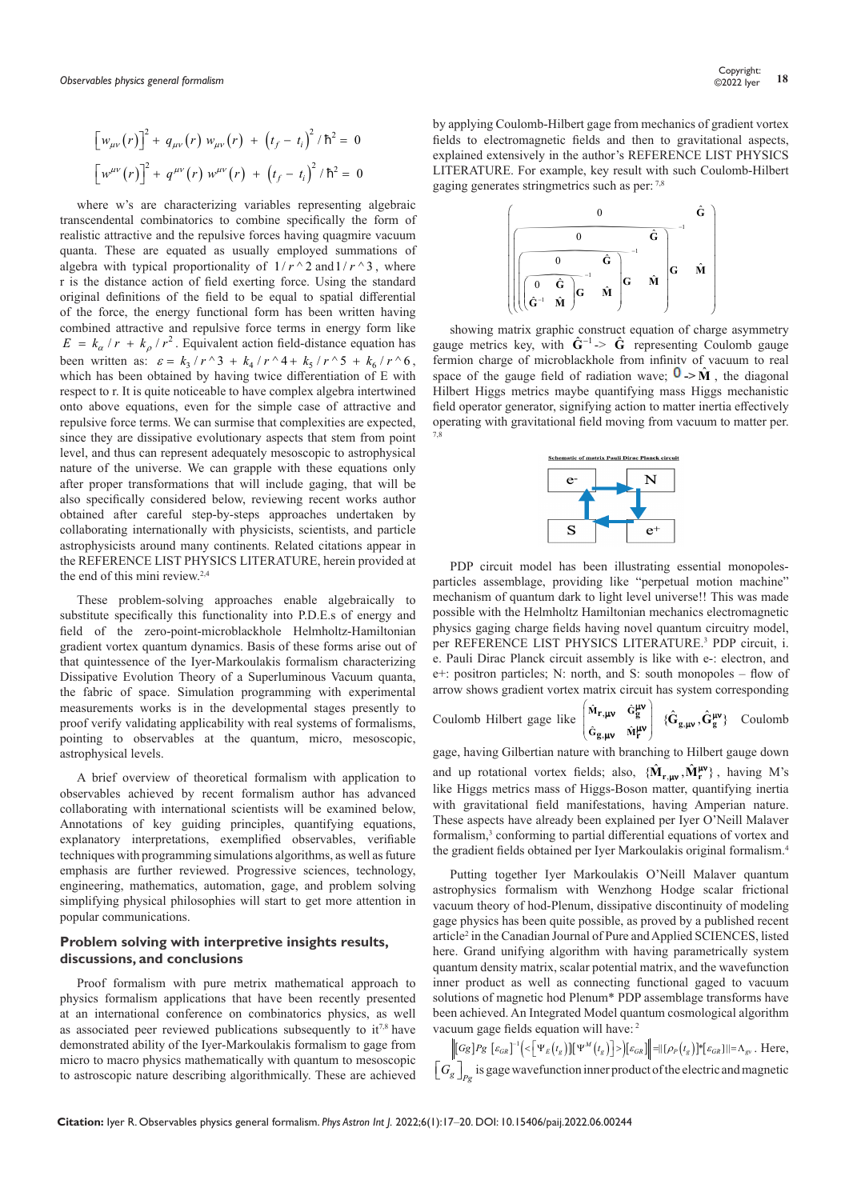$$\left[w_{\mu\nu}(r)\right]^2 + q_{\mu\nu}(r)\, w_{\mu\nu}(r) + \left(t_f - t_i\right)^2 / \hbar^2 = 0$$

$$\left[w^{\mu\nu}(r)\right]^2 + q^{\mu\nu}(r)\, w^{\mu\nu}(r) + \left(t_f - t_i\right)^2 / \hbar^2 = 0$$

where w's are characterizing variables representing algebraic transcendental combinatorics to combine specifically the form of realistic attractive and the repulsive forces having quagmire vacuum quanta. These are equated as usually employed summations of algebra with typical proportionality of $1/r^2$ and $1/r^3$, where r is the distance action of field exerting force. Using the standard original definitions of the field to be equal to spatial differential of the force, the energy functional form has been written having combined attractive and repulsive force terms in energy form like $E = k_\alpha / r + k_\rho / r^2$. Equivalent action field-distance equation has been written as: $\varepsilon = k_3/r^3 + k_4/r^4 + k_5/r^5 + k_6/r^6$, which has been obtained by having twice differentiation of E with respect to r. It is quite noticeable to have complex algebra intertwined onto above equations, even for the simple case of attractive and repulsive force terms. We can surmise that complexities are expected, since they are dissipative evolutionary aspects that stem from point level, and thus can represent adequately mesoscopic to astrophysical nature of the universe. We can grapple with these equations only after proper transformations that will include gaging, that will be also specifically considered below, reviewing recent works author obtained after careful step-by-steps approaches undertaken by collaborating internationally with physicists, scientists, and particle astrophysicists around many continents. Related citations appear in the REFERENCE LIST PHYSICS LITERATURE, herein provided at the end of this mini review.[2,4]

These problem-solving approaches enable algebraically to substitute specifically this functionality into P.D.E.s of energy and field of the zero-point-microblackhole Helmholtz-Hamiltonian gradient vortex quantum dynamics. Basis of these forms arise out of that quintessence of the Iyer-Markoulakis formalism characterizing Dissipative Evolution Theory of a Superluminous Vacuum quanta, the fabric of space. Simulation programming with experimental measurements works is in the developmental stages presently to proof verify validating applicability with real systems of formalisms, pointing to observables at the quantum, micro, mesoscopic, astrophysical levels.

A brief overview of theoretical formalism with application to observables achieved by recent formalism author has advanced collaborating with international scientists will be examined below, Annotations of key guiding principles, quantifying equations, explanatory interpretations, exemplified observables, verifiable techniques with programming simulations algorithms, as well as future emphasis are further reviewed. Progressive sciences, technology, engineering, mathematics, automation, gage, and problem solving simplifying physical philosophies will start to get more attention in popular communications.

## Problem solving with interpretive insights results, discussions, and conclusions

Proof formalism with pure metrix mathematical approach to physics formalism applications that have been recently presented at an international conference on combinatorics physics, as well as associated peer reviewed publications subsequently to it[7,8] have demonstrated ability of the Iyer-Markoulakis formalism to gage from micro to macro physics mathematically with quantum to mesoscopic to astroscopic nature describing algorithmically. These are achieved by applying Coulomb-Hilbert gage from mechanics of gradient vortex fields to electromagnetic fields and then to gravitational aspects, explained extensively in the author's REFERENCE LIST PHYSICS LITERATURE. For example, key result with such Coulomb-Hilbert gaging generates stringmetrics such as per:[7,8]

$$\left(\left(\left(\begin{matrix} 0 & \hat{\mathbf{G}} \\ \hat{\mathbf{G}}^{-1} & \hat{\mathbf{M}} \end{matrix}\right)\begin{matrix} 0 & \hat{\mathbf{G}} \\ \mathbf{G} & \hat{\mathbf{M}} \end{matrix}\right)^{-1}\begin{matrix} 0 & \hat{\mathbf{G}} \\ \mathbf{G} & \hat{\mathbf{M}} \end{matrix}\right)^{-1}\begin{matrix} 0 & \hat{\mathbf{G}} \\ \mathbf{G} & \hat{\mathbf{M}} \end{matrix}\right)^{-1}\begin{matrix} 0 & \hat{\mathbf{G}} \\ \mathbf{G} & \hat{\mathbf{M}} \end{matrix}$$

showing matrix graphic construct equation of charge asymmetry gauge metrics key, with $\hat{\mathbf{G}}^{-1} \rightarrow \hat{\mathbf{G}}$ representing Coulomb gauge fermion charge of microblackhole from infinity of vacuum to real space of the gauge field of radiation wave; $0 \rightarrow \hat{\mathbf{M}}$, the diagonal Hilbert Higgs metrics maybe quantifying mass Higgs mechanistic field operator generator, signifying action to matter inertia effectively operating with gravitational field moving from vacuum to matter per.[7,8]

Schematic of matrix Pauli Dirac Planck circuit

PDP circuit model has been illustrating essential monopoles-particles assemblage, providing like "perpetual motion machine" mechanism of quantum dark to light level universe!! This was made possible with the Helmholtz Hamiltonian mechanics electromagnetic physics gaging charge fields having novel quantum circuitry model, per REFERENCE LIST PHYSICS LITERATURE.[3] PDP circuit, i. e. Pauli Dirac Planck circuit assembly is like with e-: electron, and e+: positron particles; N: north, and S: south monopoles – flow of arrow shows gradient vortex matrix circuit has system corresponding Coulomb Hilbert gage like $\begin{pmatrix} \hat{\mathbf{M}}_{\mathbf{r},\mu\nu} & \hat{\mathbf{G}}_{\mathbf{g}}^{\mu\nu} \\ \hat{\mathbf{G}}_{\mathbf{g},\mu\nu} & \hat{\mathbf{M}}_{\mathbf{r}}^{\mu\nu} \end{pmatrix}$ $\{\hat{\mathbf{G}}_{\mathbf{g},\mu\nu}, \hat{\mathbf{G}}_{\mathbf{g}}^{\mu\nu}\}$ Coulomb gage, having Gilbertian nature with branching to Hilbert gauge down and up rotational vortex fields; also, $\{\hat{\mathbf{M}}_{\mathbf{r},\mu\nu}, \hat{\mathbf{M}}_{\mathbf{r}}^{\mu\nu}\}$, having M's like Higgs metrics mass of Higgs-Boson matter, quantifying inertia with gravitational field manifestations, having Amperian nature. These aspects have already been explained per Iyer O'Neill Malaver formalism,[3] conforming to partial differential equations of vortex and the gradient fields obtained per Iyer Markoulakis original formalism.[4]

Putting together Iyer Markoulakis O'Neill Malaver quantum astrophysics formalism with Wenzhong Hodge scalar frictional vacuum theory of hod-Plenum, dissipative discontinuity of modeling gage physics has been quite possible, as proved by a published recent article[2] in the Canadian Journal of Pure and Applied SCIENCES, listed here. Grand unifying algorithm with having parametrically system quantum density matrix, scalar potential matrix, and the wavefunction inner product as well as connecting functional gaged to vacuum solutions of magnetic hod Plenum* PDP assemblage transforms have been achieved. An Integrated Model quantum cosmological algorithm vacuum gage fields equation will have:[2]

$\left\| [Gg]Pg\, [\varepsilon_{GR}]^{-1} \left( < \left[ \Psi_E(t_g) \right] \left[ \Psi^M(t_g) \right] > \right) [\varepsilon_{GR}] \right\| = \left\| [\rho_P(t_g)] * [\varepsilon_{GR}] \right\| = \Lambda_{gv}$. Here, $\left[ G_g \right]_{Pg}$ is gage wavefunction inner product of the electric and magnetic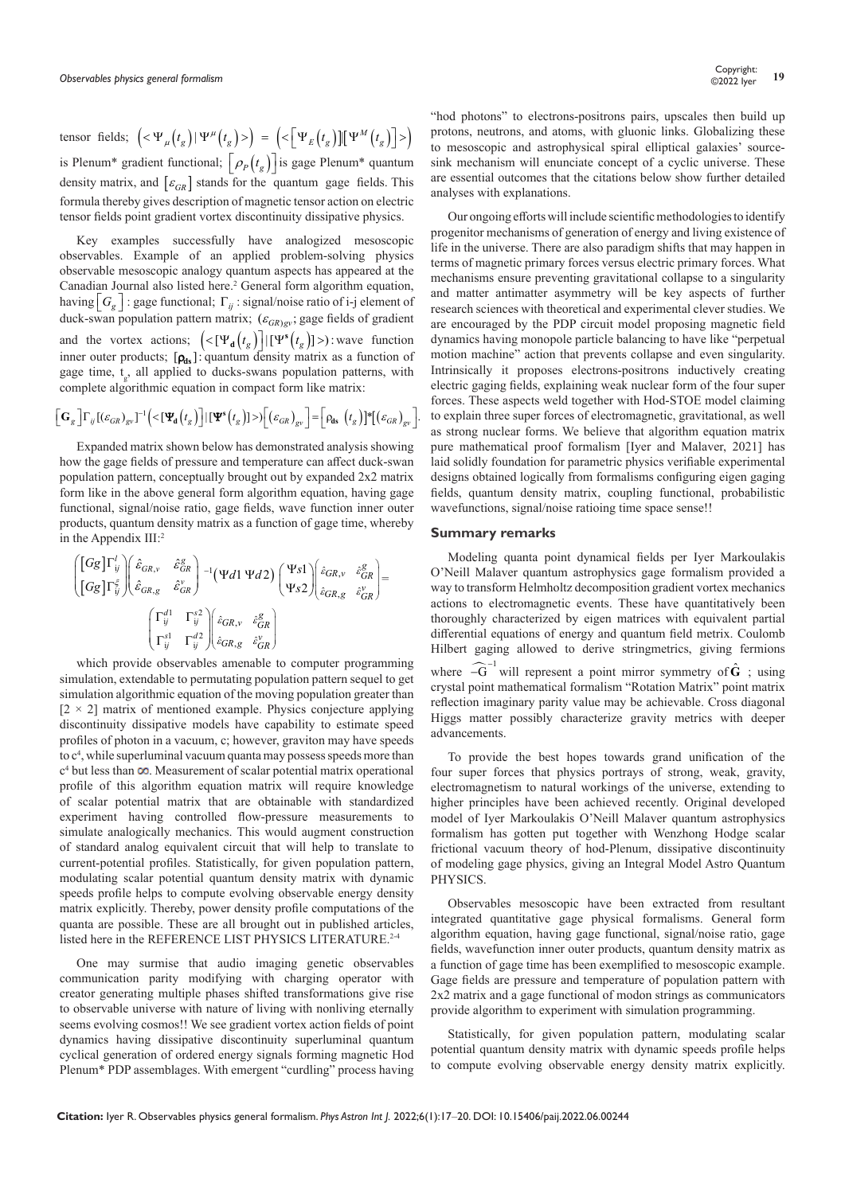tensor fields; $\left(<\Psi_{\mu}\left(t_{g}\right)|\Psi^{\mu}\left(t_{g}\right)>\right) = \left(<\left[\Psi_{E}\left(t_{g}\right)\right]\left[\Psi^{M}\left(t_{g}\right)\right]>\right)$ is Plenum* gradient functional; $\left[\rho_{P}\left(t_{g}\right)\right]$ is gage Plenum* quantum density matrix, and $\left[\varepsilon_{GR}\right]$ stands for the quantum gage fields. This formula thereby gives description of magnetic tensor action on electric tensor fields point gradient vortex discontinuity dissipative physics.

Key examples successfully have analogized mesoscopic observables. Example of an applied problem-solving physics observable mesoscopic analogy quantum aspects has appeared at the Canadian Journal also listed here.[2] General form algorithm equation, having $\left[G_{g}\right]$ : gage functional; $\Gamma_{ij}$ : signal/noise ratio of i-j element of duck-swan population pattern matrix; $(\varepsilon_{GR)gv}$; gage fields of gradient and the vortex actions; $\left(<\left[\Psi_{\mathbf{d}}\left(t_{g}\right)\right]|\left[\Psi^{\mathbf{s}}\left(t_{g}\right)\right]>\right)$: wave function inner outer products; $[\boldsymbol{\rho}_{\mathbf{ds}}]$: quantum density matrix as a function of gage time, $t_g$, all applied to ducks-swans population patterns, with complete algorithmic equation in compact form like matrix:

$$\left[\mathbf{G}_{g}\right]\Gamma_{ij}[(\varepsilon_{GR})_{gv}]^{-1}\left(<[\boldsymbol{\Psi}_{\mathbf{d}}\left(t_{g}\right)]|[\boldsymbol{\Psi}^{\mathbf{s}}\left(t_{g}\right)]>\right)\left[\left(\varepsilon_{GR}\right)_{gv}\right]=\left[\rho_{\mathbf{ds}}\left(t_{g}\right)\right]^{*}\left[\left(\varepsilon_{GR}\right)_{gv}\right].$$

Expanded matrix shown below has demonstrated analysis showing how the gage fields of pressure and temperature can affect duck-swan population pattern, conceptually brought out by expanded 2x2 matrix form like in the above general form algorithm equation, having gage functional, signal/noise ratio, gage fields, wave function inner outer products, quantum density matrix as a function of gage time, whereby in the Appendix III:[2]

$$\begin{pmatrix} [Gg]\Gamma_{ij}^{l} \\ [Gg]\Gamma_{ij}^{g} \end{pmatrix}\begin{pmatrix} \hat{\varepsilon}_{GR,v} & \hat{\varepsilon}_{GR}^{g} \\ \hat{\varepsilon}_{GR,g} & \hat{\varepsilon}_{GR}^{v} \end{pmatrix}^{-1}\left(\Psi d1\ \Psi d2\right)\begin{pmatrix} \Psi s1 \\ \Psi s2 \end{pmatrix}\begin{pmatrix} \hat{\varepsilon}_{GR,v} & \hat{\varepsilon}_{GR}^{g} \\ \hat{\varepsilon}_{GR,g} & \hat{\varepsilon}_{GR}^{v} \end{pmatrix} = \begin{pmatrix} \Gamma_{ij}^{d1} & \Gamma_{ij}^{s2} \\ \Gamma_{ij}^{s1} & \Gamma_{ij}^{d2} \end{pmatrix}\begin{pmatrix} \hat{\varepsilon}_{GR,v} & \hat{\varepsilon}_{GR}^{g} \\ \hat{\varepsilon}_{GR,g} & \hat{\varepsilon}_{GR}^{v} \end{pmatrix}$$

which provide observables amenable to computer programming simulation, extendable to permutating population pattern sequel to get simulation algorithmic equation of the moving population greater than $[2 \times 2]$ matrix of mentioned example. Physics conjecture applying discontinuity dissipative models have capability to estimate speed profiles of photon in a vacuum, c; however, graviton may have speeds to $c^4$, while superluminal vacuum quanta may possess speeds more than $c^4$ but less than $\infty$. Measurement of scalar potential matrix operational profile of this algorithm equation matrix will require knowledge of scalar potential matrix that are obtainable with standardized experiment having controlled flow-pressure measurements to simulate analogically mechanics. This would augment construction of standard analog equivalent circuit that will help to translate to current-potential profiles. Statistically, for given population pattern, modulating scalar potential quantum density matrix with dynamic speeds profile helps to compute evolving observable energy density matrix explicitly. Thereby, power density profile computations of the quanta are possible. These are all brought out in published articles, listed here in the REFERENCE LIST PHYSICS LITERATURE.[2-4]

One may surmise that audio imaging genetic observables communication parity modifying with charging operator with creator generating multiple phases shifted transformations give rise to observable universe with nature of living with nonliving eternally seems evolving cosmos!! We see gradient vortex action fields of point dynamics having dissipative discontinuity superluminal quantum cyclical generation of ordered energy signals forming magnetic Hod Plenum* PDP assemblages. With emergent "curdling" process having "hod photons" to electrons-positrons pairs, upscales then build up protons, neutrons, and atoms, with gluonic links. Globalizing these to mesoscopic and astrophysical spiral elliptical galaxies' source-sink mechanism will enunciate concept of a cyclic universe. These are essential outcomes that the citations below show further detailed analyses with explanations.

Our ongoing efforts will include scientific methodologies to identify progenitor mechanisms of generation of energy and living existence of life in the universe. There are also paradigm shifts that may happen in terms of magnetic primary forces versus electric primary forces. What mechanisms ensure preventing gravitational collapse to a singularity and matter antimatter asymmetry will be key aspects of further research sciences with theoretical and experimental clever studies. We are encouraged by the PDP circuit model proposing magnetic field dynamics having monopole particle balancing to have like "perpetual motion machine" action that prevents collapse and even singularity. Intrinsically it proposes electrons-positrons inductively creating electric gaging fields, explaining weak nuclear form of the four super forces. These aspects weld together with Hod-STOE model claiming to explain three super forces of electromagnetic, gravitational, as well as strong nuclear forms. We believe that algorithm equation matrix pure mathematical proof formalism [Iyer and Malaver, 2021] has laid solidly foundation for parametric physics verifiable experimental designs obtained logically from formalisms configuring eigen gaging fields, quantum density matrix, coupling functional, probabilistic wavefunctions, signal/noise ratioing time space sense!!

## Summary remarks

Modeling quanta point dynamical fields per Iyer Markoulakis O'Neill Malaver quantum astrophysics gage formalism provided a way to transform Helmholtz decomposition gradient vortex mechanics actions to electromagnetic events. These have quantitatively been thoroughly characterized by eigen matrices with equivalent partial differential equations of energy and quantum field metrix. Coulomb Hilbert gaging allowed to derive stringmetrics, giving fermions where $\widehat{-G}^{-1}$ will represent a point mirror symmetry of $\hat{\mathbf{G}}$ ; using crystal point mathematical formalism "Rotation Matrix" point matrix reflection imaginary parity value may be achievable. Cross diagonal Higgs matter possibly characterize gravity metrics with deeper advancements.

To provide the best hopes towards grand unification of the four super forces that physics portrays of strong, weak, gravity, electromagnetism to natural workings of the universe, extending to higher principles have been achieved recently. Original developed model of Iyer Markoulakis O'Neill Malaver quantum astrophysics formalism has gotten put together with Wenzhong Hodge scalar frictional vacuum theory of hod-Plenum, dissipative discontinuity of modeling gage physics, giving an Integral Model Astro Quantum PHYSICS.

Observables mesoscopic have been extracted from resultant integrated quantitative gage physical formalisms. General form algorithm equation, having gage functional, signal/noise ratio, gage fields, wavefunction inner outer products, quantum density matrix as a function of gage time has been exemplified to mesoscopic example. Gage fields are pressure and temperature of population pattern with 2x2 matrix and a gage functional of modon strings as communicators provide algorithm to experiment with simulation programming.

Statistically, for given population pattern, modulating scalar potential quantum density matrix with dynamic speeds profile helps to compute evolving observable energy density matrix explicitly.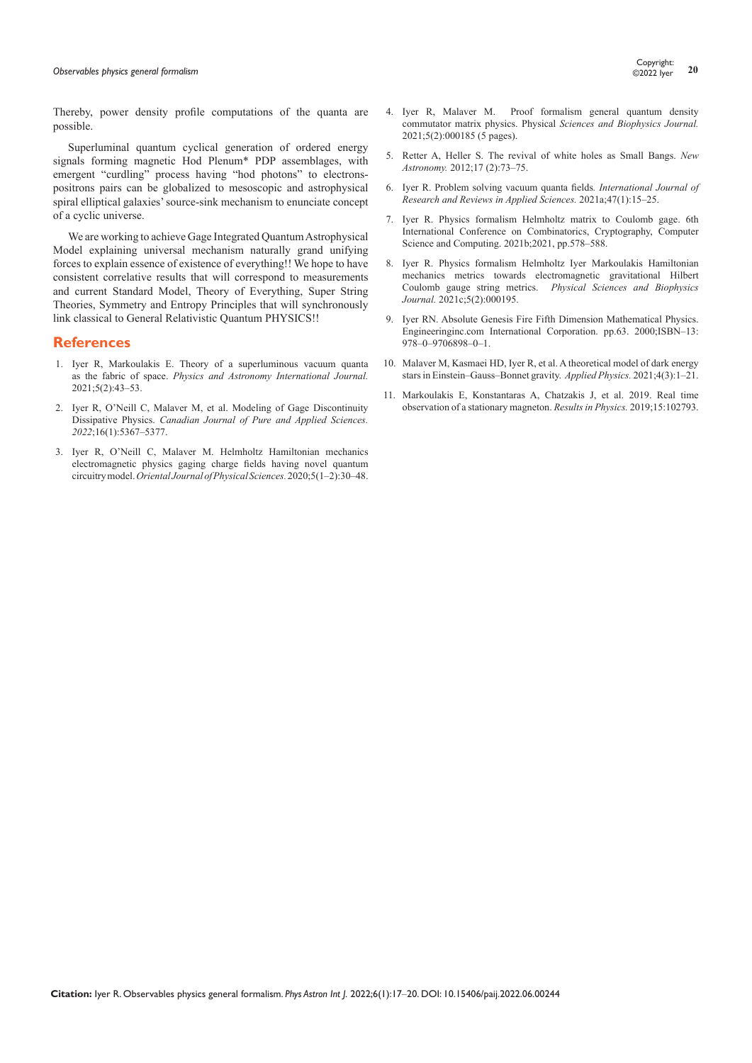Thereby, power density profile computations of the quanta are possible.

Superluminal quantum cyclical generation of ordered energy signals forming magnetic Hod Plenum* PDP assemblages, with emergent "curdling" process having "hod photons" to electrons-positrons pairs can be globalized to mesoscopic and astrophysical spiral elliptical galaxies' source-sink mechanism to enunciate concept of a cyclic universe.

We are working to achieve Gage Integrated Quantum Astrophysical Model explaining universal mechanism naturally grand unifying forces to explain essence of existence of everything!! We hope to have consistent correlative results that will correspond to measurements and current Standard Model, Theory of Everything, Super String Theories, Symmetry and Entropy Principles that will synchronously link classical to General Relativistic Quantum PHYSICS!!

## References

1. Iyer R, Markoulakis E. Theory of a superluminous vacuum quanta as the fabric of space. *Physics and Astronomy International Journal.* 2021;5(2):43–53.
2. Iyer R, O'Neill C, Malaver M, et al. Modeling of Gage Discontinuity Dissipative Physics. *Canadian Journal of Pure and Applied Sciences. 2022*;16(1):5367–5377.
3. Iyer R, O'Neill C, Malaver M. Helmholtz Hamiltonian mechanics electromagnetic physics gaging charge fields having novel quantum circuitry model. *Oriental Journal of Physical Sciences.* 2020;5(1–2):30–48.
4. Iyer R, Malaver M. Proof formalism general quantum density commutator matrix physics. Physical *Sciences and Biophysics Journal.* 2021;5(2):000185 (5 pages).
5. Retter A, Heller S. The revival of white holes as Small Bangs. *New Astronomy.* 2012;17 (2):73–75.
6. Iyer R. Problem solving vacuum quanta fields*. International Journal of Research and Reviews in Applied Sciences.* 2021a;47(1):15–25.
7. Iyer R. Physics formalism Helmholtz matrix to Coulomb gage. 6th International Conference on Combinatorics, Cryptography, Computer Science and Computing. 2021b;2021, pp.578–588.
8. Iyer R. Physics formalism Helmholtz Iyer Markoulakis Hamiltonian mechanics metrics towards electromagnetic gravitational Hilbert Coulomb gauge string metrics. *Physical Sciences and Biophysics Journal.* 2021c;5(2):000195.
9. Iyer RN. Absolute Genesis Fire Fifth Dimension Mathematical Physics. Engineeringinc.com International Corporation. pp.63. 2000;ISBN–13: 978–0–9706898–0–1.
10. Malaver M, Kasmaei HD, Iyer R, et al. A theoretical model of dark energy stars in Einstein–Gauss–Bonnet gravity. *Applied Physics.* 2021;4(3):1–21.
11. Markoulakis E, Konstantaras A, Chatzakis J, et al. 2019. Real time observation of a stationary magneton. *Results in Physics.* 2019;15:102793.